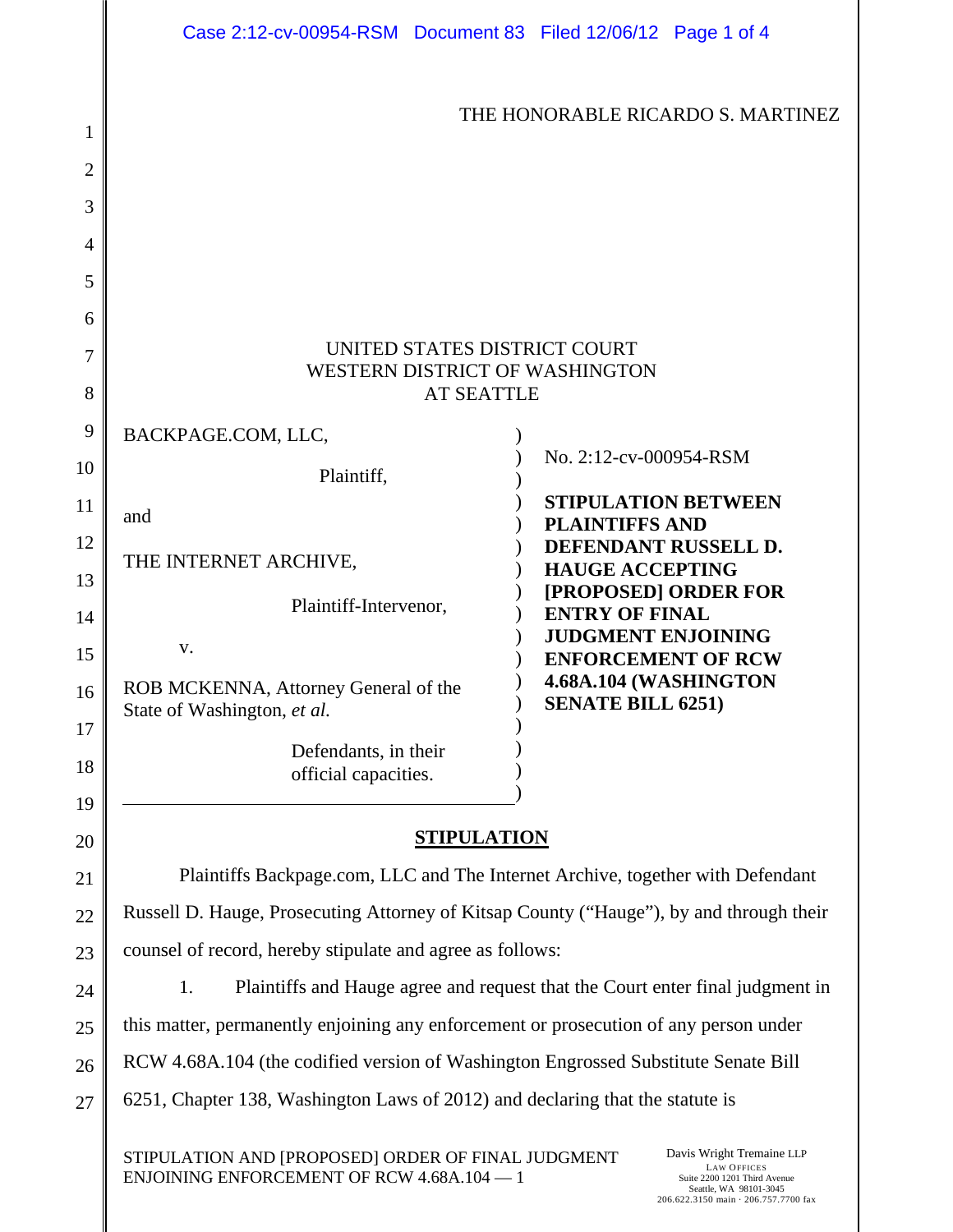THE HONORABLE RICARDO S. MARTINEZ

UNITED STATES DISTRICT COURT
WESTERN DISTRICT OF WASHINGTON
AT SEATTLE

BACKPAGE.COM, LLC,

Plaintiff,

and

THE INTERNET ARCHIVE,

Plaintiff-Intervenor,

v.

ROB MCKENNA, Attorney General of the State of Washington, *et al.*

Defendants, in their official capacities.

No. 2:12-cv-000954-RSM

**STIPULATION BETWEEN PLAINTIFFS AND DEFENDANT RUSSELL D. HAUGE ACCEPTING [PROPOSED] ORDER FOR ENTRY OF FINAL JUDGMENT ENJOINING ENFORCEMENT OF RCW 4.68A.104 (WASHINGTON SENATE BILL 6251)**

## STIPULATION

Plaintiffs Backpage.com, LLC and The Internet Archive, together with Defendant Russell D. Hauge, Prosecuting Attorney of Kitsap County ("Hauge"), by and through their counsel of record, hereby stipulate and agree as follows:

1. Plaintiffs and Hauge agree and request that the Court enter final judgment in this matter, permanently enjoining any enforcement or prosecution of any person under RCW 4.68A.104 (the codified version of Washington Engrossed Substitute Senate Bill 6251, Chapter 138, Washington Laws of 2012) and declaring that the statute is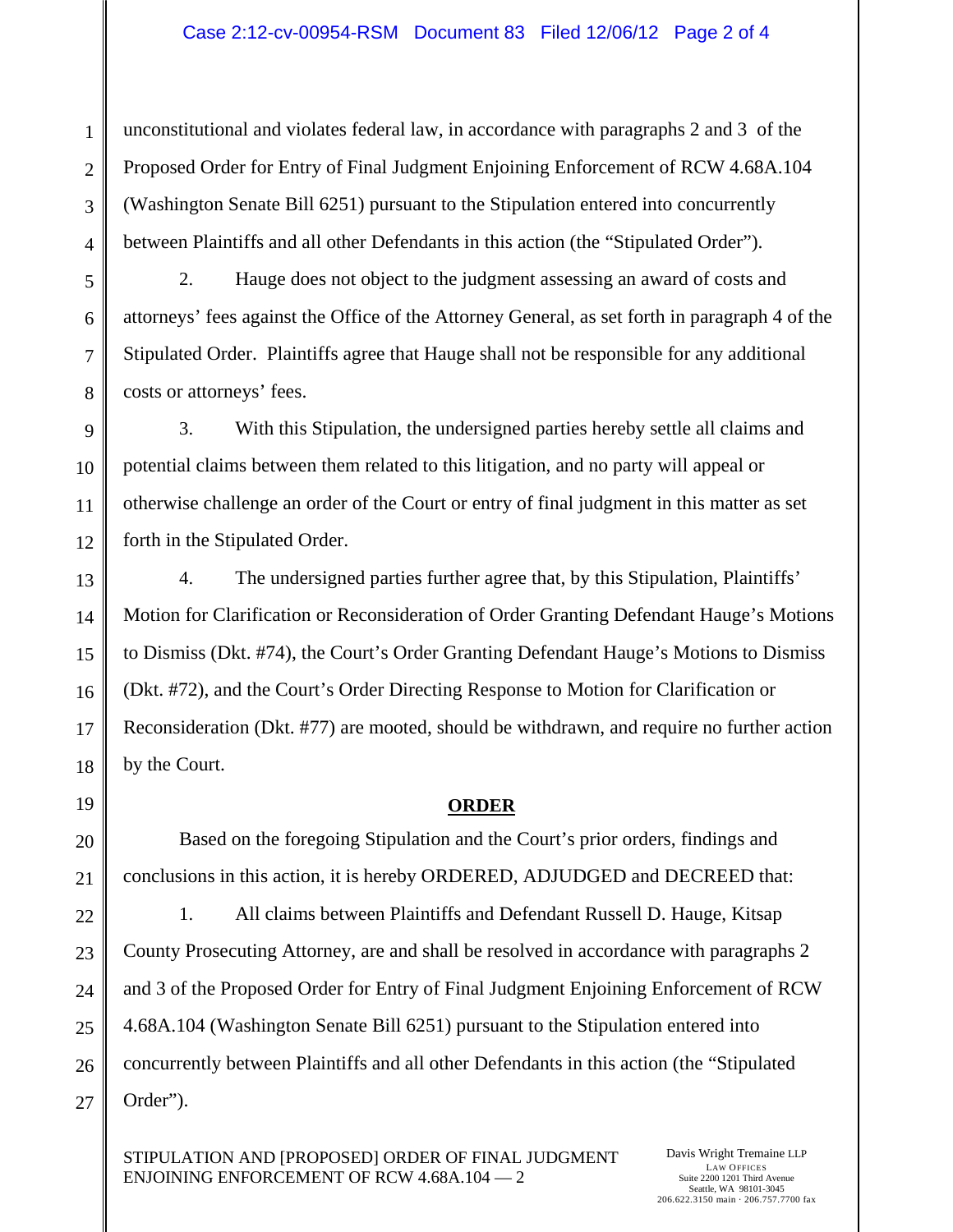unconstitutional and violates federal law, in accordance with paragraphs 2 and 3 of the Proposed Order for Entry of Final Judgment Enjoining Enforcement of RCW 4.68A.104 (Washington Senate Bill 6251) pursuant to the Stipulation entered into concurrently between Plaintiffs and all other Defendants in this action (the "Stipulated Order").

2. Hauge does not object to the judgment assessing an award of costs and attorneys' fees against the Office of the Attorney General, as set forth in paragraph 4 of the Stipulated Order. Plaintiffs agree that Hauge shall not be responsible for any additional costs or attorneys' fees.

3. With this Stipulation, the undersigned parties hereby settle all claims and potential claims between them related to this litigation, and no party will appeal or otherwise challenge an order of the Court or entry of final judgment in this matter as set forth in the Stipulated Order.

4. The undersigned parties further agree that, by this Stipulation, Plaintiffs' Motion for Clarification or Reconsideration of Order Granting Defendant Hauge's Motions to Dismiss (Dkt. #74), the Court's Order Granting Defendant Hauge's Motions to Dismiss (Dkt. #72), and the Court's Order Directing Response to Motion for Clarification or Reconsideration (Dkt. #77) are mooted, should be withdrawn, and require no further action by the Court.

## ORDER

Based on the foregoing Stipulation and the Court's prior orders, findings and conclusions in this action, it is hereby ORDERED, ADJUDGED and DECREED that:

1. All claims between Plaintiffs and Defendant Russell D. Hauge, Kitsap County Prosecuting Attorney, are and shall be resolved in accordance with paragraphs 2 and 3 of the Proposed Order for Entry of Final Judgment Enjoining Enforcement of RCW 4.68A.104 (Washington Senate Bill 6251) pursuant to the Stipulation entered into concurrently between Plaintiffs and all other Defendants in this action (the "Stipulated Order").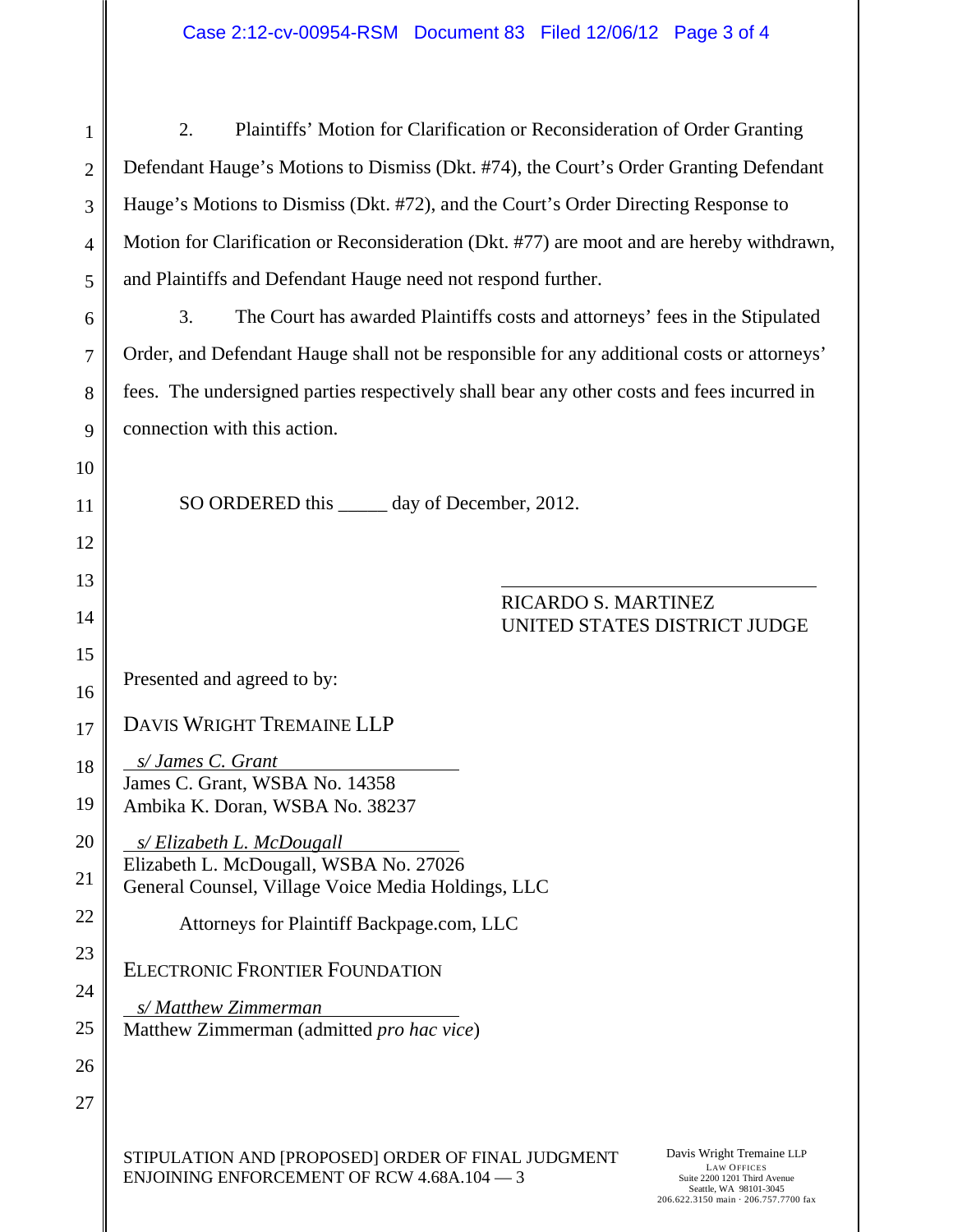2. Plaintiffs' Motion for Clarification or Reconsideration of Order Granting Defendant Hauge's Motions to Dismiss (Dkt. #74), the Court's Order Granting Defendant Hauge's Motions to Dismiss (Dkt. #72), and the Court's Order Directing Response to Motion for Clarification or Reconsideration (Dkt. #77) are moot and are hereby withdrawn, and Plaintiffs and Defendant Hauge need not respond further.

3. The Court has awarded Plaintiffs costs and attorneys' fees in the Stipulated Order, and Defendant Hauge shall not be responsible for any additional costs or attorneys' fees. The undersigned parties respectively shall bear any other costs and fees incurred in connection with this action.

SO ORDERED this _____ day of December, 2012.

RICARDO S. MARTINEZ
UNITED STATES DISTRICT JUDGE

Presented and agreed to by:

DAVIS WRIGHT TREMAINE LLP

*s/ James C. Grant*
James C. Grant, WSBA No. 14358
Ambika K. Doran, WSBA No. 38237

*s/ Elizabeth L. McDougall*
Elizabeth L. McDougall, WSBA No. 27026
General Counsel, Village Voice Media Holdings, LLC

Attorneys for Plaintiff Backpage.com, LLC

ELECTRONIC FRONTIER FOUNDATION

*s/ Matthew Zimmerman*
Matthew Zimmerman (admitted *pro hac vice*)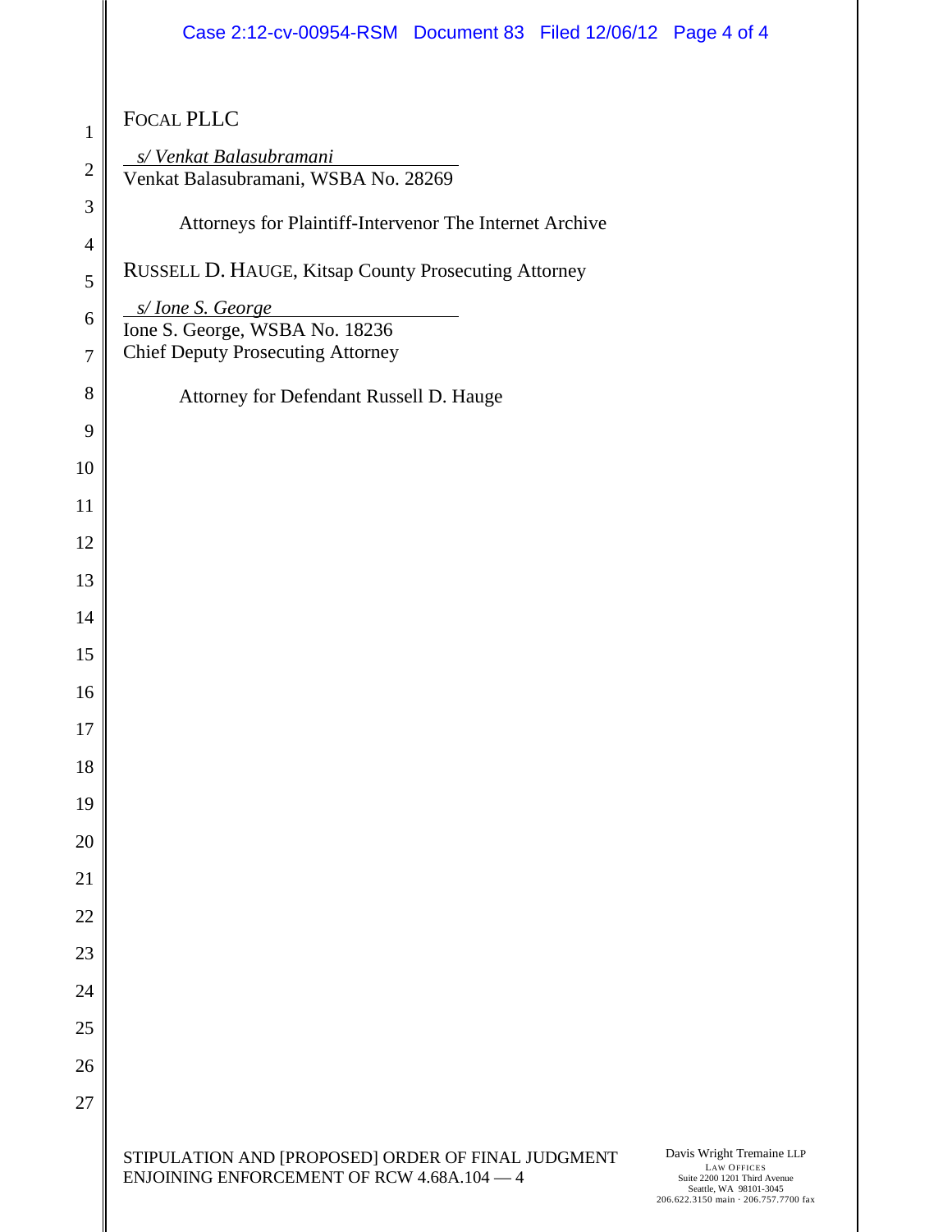FOCAL PLLC

_s/ Venkat Balasubramani_
Venkat Balasubramani, WSBA No. 28269

Attorneys for Plaintiff-Intervenor The Internet Archive

RUSSELL D. HAUGE, Kitsap County Prosecuting Attorney

_s/ Ione S. George_
Ione S. George, WSBA No. 18236
Chief Deputy Prosecuting Attorney

Attorney for Defendant Russell D. Hauge